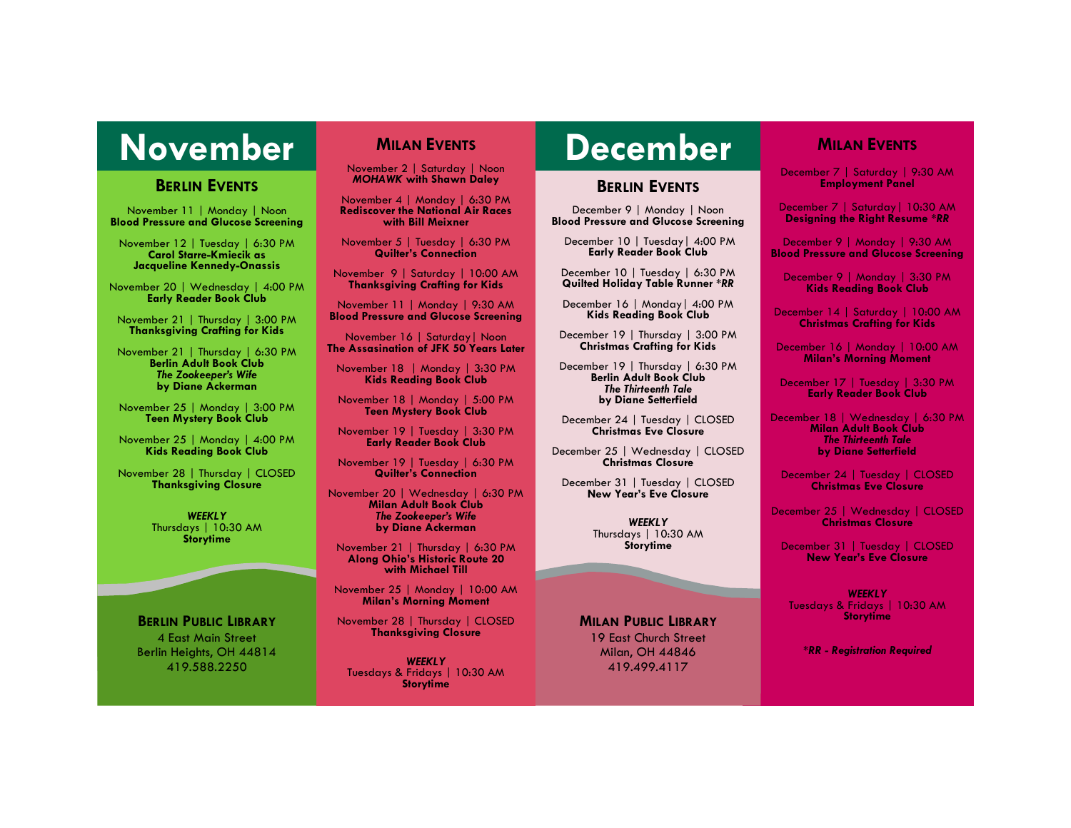# November

## Berlin Events

November 11 | Monday | Noon
**Blood Pressure and Glucose Screening**

November 12 | Tuesday | 6:30 PM
**Carol Starre-Kmiecik as Jacqueline Kennedy-Onassis**

November 20 | Wednesday | 4:00 PM
**Early Reader Book Club**

November 21 | Thursday | 3:00 PM
**Thanksgiving Crafting for Kids**

November 21 | Thursday | 6:30 PM
**Berlin Adult Book Club**
***The Zookeeper's Wife***
**by Diane Ackerman**

November 25 | Monday | 3:00 PM
**Teen Mystery Book Club**

November 25 | Monday | 4:00 PM
**Kids Reading Book Club**

November 28 | Thursday | CLOSED
**Thanksgiving Closure**

***WEEKLY***
Thursdays | 10:30 AM
**Storytime**

**Berlin Public Library**
4 East Main Street
Berlin Heights, OH 44814
419.588.2250

## Milan Events

November 2 | Saturday | Noon
***MOHAWK* with Shawn Daley**

November 4 | Monday | 6:30 PM
**Rediscover the National Air Races with Bill Meixner**

November 5 | Tuesday | 6:30 PM
**Quilter's Connection**

November 9 | Saturday | 10:00 AM
**Thanksgiving Crafting for Kids**

November 11 | Monday | 9:30 AM
**Blood Pressure and Glucose Screening**

November 16 | Saturday | Noon
**The Assasination of JFK 50 Years Later**

November 18 | Monday | 3:30 PM
**Kids Reading Book Club**

November 18 | Monday | 5:00 PM
**Teen Mystery Book Club**

November 19 | Tuesday | 3:30 PM
**Early Reader Book Club**

November 19 | Tuesday | 6:30 PM
**Quilter's Connection**

November 20 | Wednesday | 6:30 PM
**Milan Adult Book Club**
***The Zookeeper's Wife***
**by Diane Ackerman**

November 21 | Thursday | 6:30 PM
**Along Ohio's Historic Route 20 with Michael Till**

November 25 | Monday | 10:00 AM
**Milan's Morning Moment**

November 28 | Thursday | CLOSED
**Thanksgiving Closure**

***WEEKLY***
Tuesdays & Fridays | 10:30 AM
**Storytime**

# December

## Berlin Events

December 9 | Monday | Noon
**Blood Pressure and Glucose Screening**

December 10 | Tuesday | 4:00 PM
**Early Reader Book Club**

December 10 | Tuesday | 6:30 PM
**Quilted Holiday Table Runner *RR***

December 16 | Monday | 4:00 PM
**Kids Reading Book Club**

December 19 | Thursday | 3:00 PM
**Christmas Crafting for Kids**

December 19 | Thursday | 6:30 PM
**Berlin Adult Book Club**
***The Thirteenth Tale***
**by Diane Setterfield**

December 24 | Tuesday | CLOSED
**Christmas Eve Closure**

December 25 | Wednesday | CLOSED
**Christmas Closure**

December 31 | Tuesday | CLOSED
**New Year's Eve Closure**

***WEEKLY***
Thursdays | 10:30 AM
**Storytime**

**Milan Public Library**
19 East Church Street
Milan, OH 44846
419.499.4117

## Milan Events

December 7 | Saturday | 9:30 AM
**Employment Panel**

December 7 | Saturday | 10:30 AM
**Designing the Right Resume *RR**

December 9 | Monday | 9:30 AM
**Blood Pressure and Glucose Screening**

December 9 | Monday | 3:30 PM
**Kids Reading Book Club**

December 14 | Saturday | 10:00 AM
**Christmas Crafting for Kids**

December 16 | Monday | 10:00 AM
**Milan's Morning Moment**

December 17 | Tuesday | 3:30 PM
**Early Reader Book Club**

December 18 | Wednesday | 6:30 PM
**Milan Adult Book Club**
***The Thirteenth Tale***
**by Diane Setterfield**

December 24 | Tuesday | CLOSED
**Christmas Eve Closure**

December 25 | Wednesday | CLOSED
**Christmas Closure**

December 31 | Tuesday | CLOSED
**New Year's Eve Closure**

***WEEKLY***
Tuesdays & Fridays | 10:30 AM
**Storytime**

****RR - Registration Required***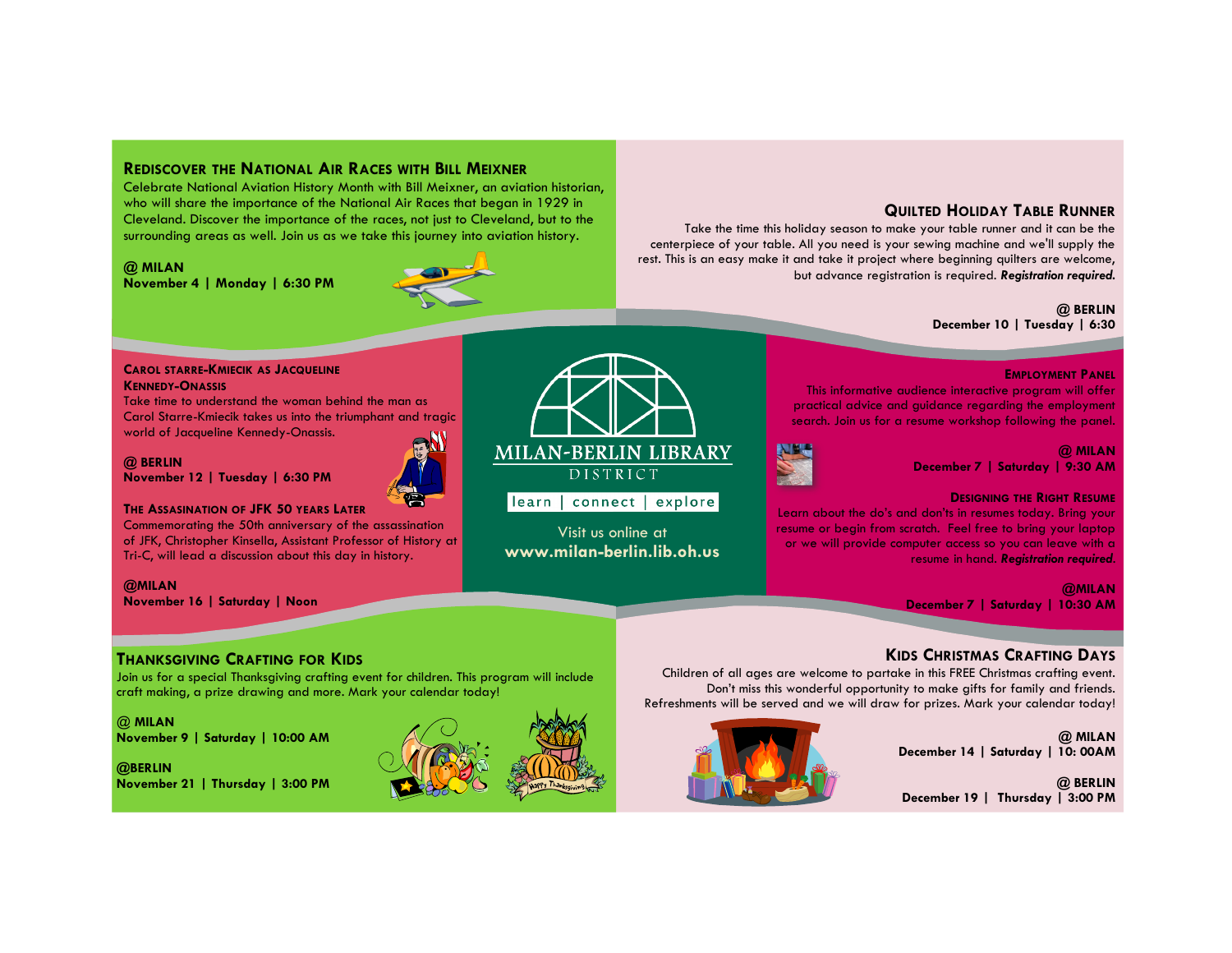## Rediscover the National Air Races with Bill Meixner

Celebrate National Aviation History Month with Bill Meixner, an aviation historian, who will share the importance of the National Air Races that began in 1929 in Cleveland. Discover the importance of the races, not just to Cleveland, but to the surrounding areas as well. Join us as we take this journey into aviation history.

**@ MILAN**
**November 4 | Monday | 6:30 PM**

## Quilted Holiday Table Runner

Take the time this holiday season to make your table runner and it can be the centerpiece of your table. All you need is your sewing machine and we'll supply the rest. This is an easy make it and take it project where beginning quilters are welcome, but advance registration is required. ***Registration required.***

**@ BERLIN**
**December 10 | Tuesday | 6:30**

### Carol Starre-Kmiecik as Jacqueline Kennedy-Onassis

Take time to understand the woman behind the man as Carol Starre-Kmiecik takes us into the triumphant and tragic world of Jacqueline Kennedy-Onassis.

**@ BERLIN**
**November 12 | Tuesday | 6:30 PM**

### The Assasination of JFK 50 years Later

Commemorating the 50th anniversary of the assassination of JFK, Christopher Kinsella, Assistant Professor of History at Tri-C, will lead a discussion about this day in history.

**@MILAN**
**November 16 | Saturday | Noon**

MILAN-BERLIN LIBRARY DISTRICT

learn | connect | explore

Visit us online at
**www.milan-berlin.lib.oh.us**

### Employment Panel

This informative audience interactive program will offer practical advice and guidance regarding the employment search. Join us for a resume workshop following the panel.

**@ MILAN**
**December 7 | Saturday | 9:30 AM**

### Designing the Right Resume

Learn about the do's and don'ts in resumes today. Bring your resume or begin from scratch. Feel free to bring your laptop or we will provide computer access so you can leave with a resume in hand. ***Registration required.***

**@MILAN**
**December 7 | Saturday | 10:30 AM**

## Thanksgiving Crafting for Kids

Join us for a special Thanksgiving crafting event for children. This program will include craft making, a prize drawing and more. Mark your calendar today!

**@ MILAN**
**November 9 | Saturday | 10:00 AM**

**@BERLIN**
**November 21 | Thursday | 3:00 PM**

## Kids Christmas Crafting Days

Children of all ages are welcome to partake in this FREE Christmas crafting event. Don't miss this wonderful opportunity to make gifts for family and friends. Refreshments will be served and we will draw for prizes. Mark your calendar today!

**@ MILAN**
**December 14 | Saturday | 10: 00AM**

**@ BERLIN**
**December 19 | Thursday | 3:00 PM**